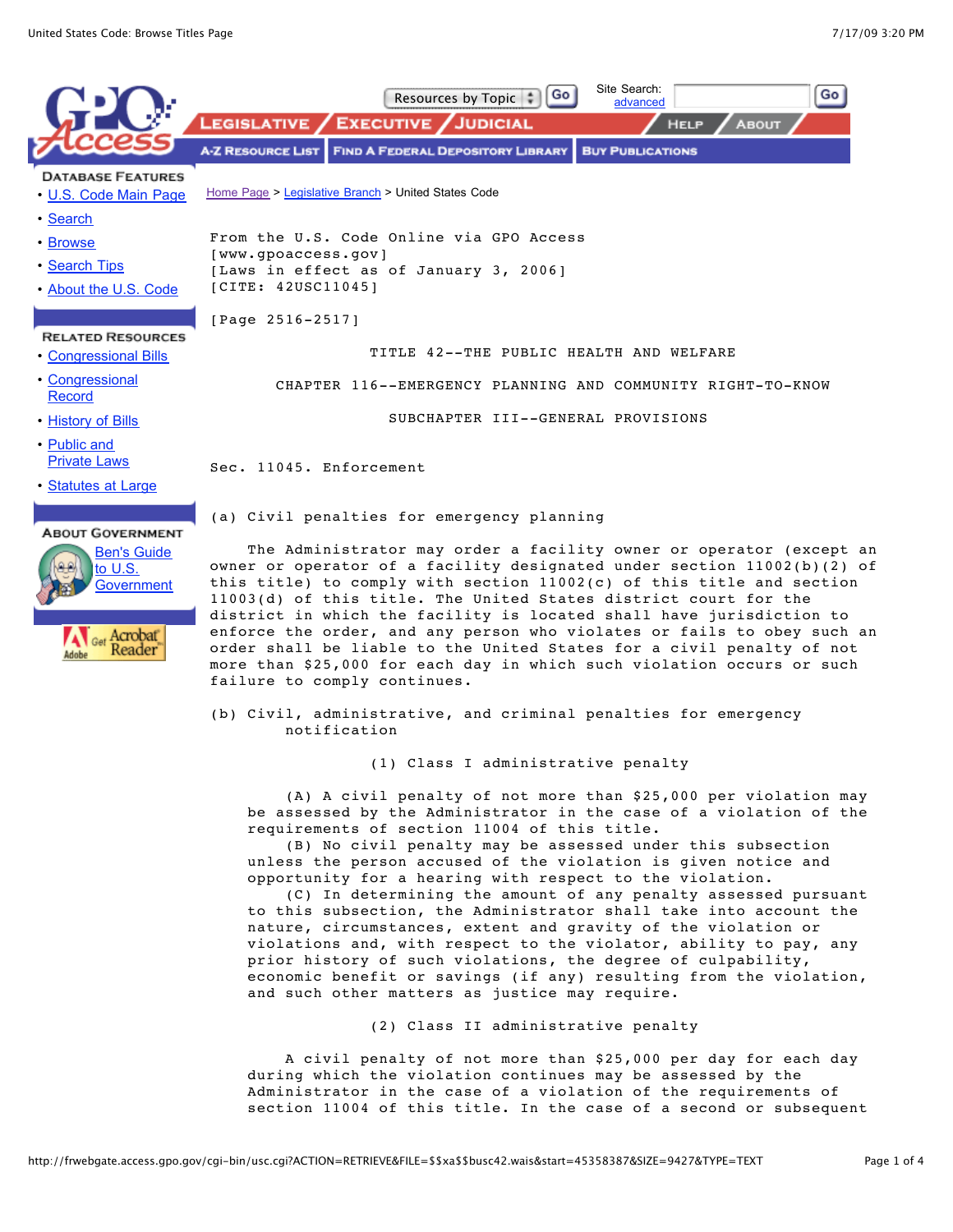Home Page > Legislative Branch > United States Code

From the U.S. Code Online via GPO Access
[www.gpoaccess.gov]
[Laws in effect as of January 3, 2006]
[CITE: 42USC11045]

[Page 2516-2517]

# TITLE 42--THE PUBLIC HEALTH AND WELFARE

## CHAPTER 116--EMERGENCY PLANNING AND COMMUNITY RIGHT-TO-KNOW

### SUBCHAPTER III--GENERAL PROVISIONS

### Sec. 11045. Enforcement

#### (a) Civil penalties for emergency planning

The Administrator may order a facility owner or operator (except an owner or operator of a facility designated under section 11002(b)(2) of this title) to comply with section 11002(c) of this title and section 11003(d) of this title. The United States district court for the district in which the facility is located shall have jurisdiction to enforce the order, and any person who violates or fails to obey such an order shall be liable to the United States for a civil penalty of not more than $25,000 for each day in which such violation occurs or such failure to comply continues.

#### (b) Civil, administrative, and criminal penalties for emergency notification

##### (1) Class I administrative penalty

(A) A civil penalty of not more than $25,000 per violation may be assessed by the Administrator in the case of a violation of the requirements of section 11004 of this title.

(B) No civil penalty may be assessed under this subsection unless the person accused of the violation is given notice and opportunity for a hearing with respect to the violation.

(C) In determining the amount of any penalty assessed pursuant to this subsection, the Administrator shall take into account the nature, circumstances, extent and gravity of the violation or violations and, with respect to the violator, ability to pay, any prior history of such violations, the degree of culpability, economic benefit or savings (if any) resulting from the violation, and such other matters as justice may require.

##### (2) Class II administrative penalty

A civil penalty of not more than $25,000 per day for each day during which the violation continues may be assessed by the Administrator in the case of a violation of the requirements of section 11004 of this title. In the case of a second or subsequent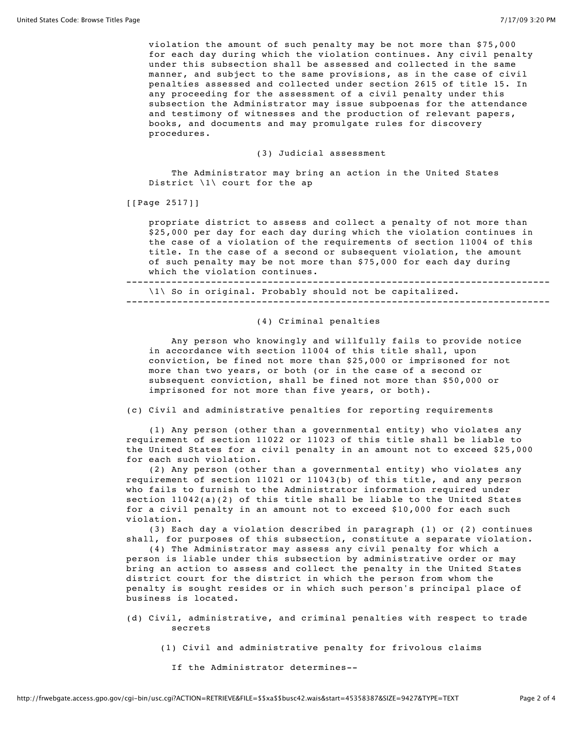violation the amount of such penalty may be not more than $75,000 for each day during which the violation continues. Any civil penalty under this subsection shall be assessed and collected in the same manner, and subject to the same provisions, as in the case of civil penalties assessed and collected under section 2615 of title 15. In any proceeding for the assessment of a civil penalty under this subsection the Administrator may issue subpoenas for the attendance and testimony of witnesses and the production of relevant papers, books, and documents and may promulgate rules for discovery procedures.

(3) Judicial assessment

The Administrator may bring an action in the United States District \1\ court for the ap

[[Page 2517]]

propriate district to assess and collect a penalty of not more than $25,000 per day for each day during which the violation continues in the case of a violation of the requirements of section 11004 of this title. In the case of a second or subsequent violation, the amount of such penalty may be not more than $75,000 for each day during which the violation continues.

---

\1\ So in original. Probably should not be capitalized.

---

(4) Criminal penalties

Any person who knowingly and willfully fails to provide notice in accordance with section 11004 of this title shall, upon conviction, be fined not more than $25,000 or imprisoned for not more than two years, or both (or in the case of a second or subsequent conviction, shall be fined not more than $50,000 or imprisoned for not more than five years, or both).

(c) Civil and administrative penalties for reporting requirements

(1) Any person (other than a governmental entity) who violates any requirement of section 11022 or 11023 of this title shall be liable to the United States for a civil penalty in an amount not to exceed $25,000 for each such violation.

(2) Any person (other than a governmental entity) who violates any requirement of section 11021 or 11043(b) of this title, and any person who fails to furnish to the Administrator information required under section 11042(a)(2) of this title shall be liable to the United States for a civil penalty in an amount not to exceed $10,000 for each such violation.

(3) Each day a violation described in paragraph (1) or (2) continues shall, for purposes of this subsection, constitute a separate violation.

(4) The Administrator may assess any civil penalty for which a person is liable under this subsection by administrative order or may bring an action to assess and collect the penalty in the United States district court for the district in which the person from whom the penalty is sought resides or in which such person's principal place of business is located.

(d) Civil, administrative, and criminal penalties with respect to trade secrets

(1) Civil and administrative penalty for frivolous claims

If the Administrator determines--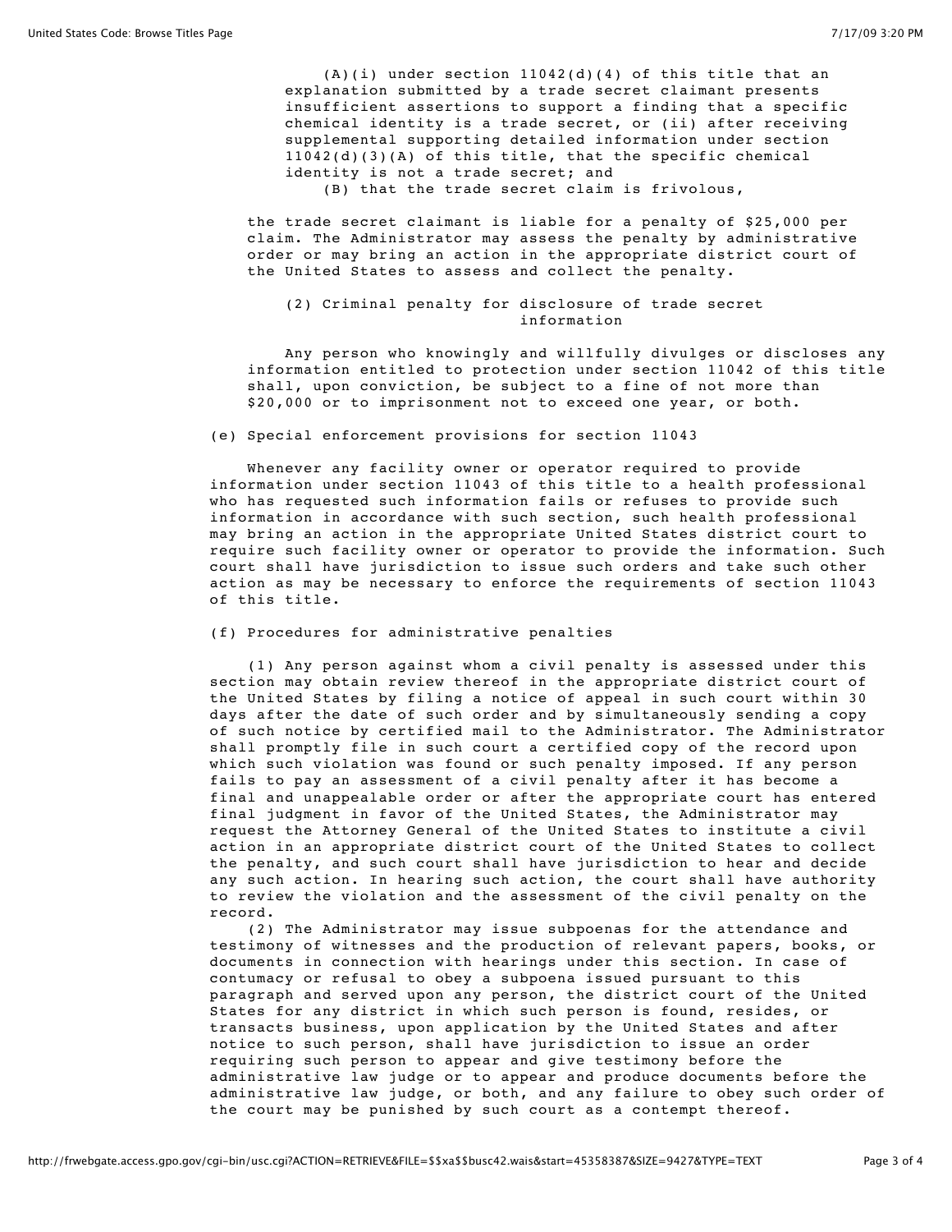(A)(i) under section 11042(d)(4) of this title that an explanation submitted by a trade secret claimant presents insufficient assertions to support a finding that a specific chemical identity is a trade secret, or (ii) after receiving supplemental supporting detailed information under section 11042(d)(3)(A) of this title, that the specific chemical identity is not a trade secret; and

(B) that the trade secret claim is frivolous,

the trade secret claimant is liable for a penalty of $25,000 per claim. The Administrator may assess the penalty by administrative order or may bring an action in the appropriate district court of the United States to assess and collect the penalty.

(2) Criminal penalty for disclosure of trade secret information

Any person who knowingly and willfully divulges or discloses any information entitled to protection under section 11042 of this title shall, upon conviction, be subject to a fine of not more than $20,000 or to imprisonment not to exceed one year, or both.

(e) Special enforcement provisions for section 11043

Whenever any facility owner or operator required to provide information under section 11043 of this title to a health professional who has requested such information fails or refuses to provide such information in accordance with such section, such health professional may bring an action in the appropriate United States district court to require such facility owner or operator to provide the information. Such court shall have jurisdiction to issue such orders and take such other action as may be necessary to enforce the requirements of section 11043 of this title.

(f) Procedures for administrative penalties

(1) Any person against whom a civil penalty is assessed under this section may obtain review thereof in the appropriate district court of the United States by filing a notice of appeal in such court within 30 days after the date of such order and by simultaneously sending a copy of such notice by certified mail to the Administrator. The Administrator shall promptly file in such court a certified copy of the record upon which such violation was found or such penalty imposed. If any person fails to pay an assessment of a civil penalty after it has become a final and unappealable order or after the appropriate court has entered final judgment in favor of the United States, the Administrator may request the Attorney General of the United States to institute a civil action in an appropriate district court of the United States to collect the penalty, and such court shall have jurisdiction to hear and decide any such action. In hearing such action, the court shall have authority to review the violation and the assessment of the civil penalty on the record.

(2) The Administrator may issue subpoenas for the attendance and testimony of witnesses and the production of relevant papers, books, or documents in connection with hearings under this section. In case of contumacy or refusal to obey a subpoena issued pursuant to this paragraph and served upon any person, the district court of the United States for any district in which such person is found, resides, or transacts business, upon application by the United States and after notice to such person, shall have jurisdiction to issue an order requiring such person to appear and give testimony before the administrative law judge or to appear and produce documents before the administrative law judge, or both, and any failure to obey such order of the court may be punished by such court as a contempt thereof.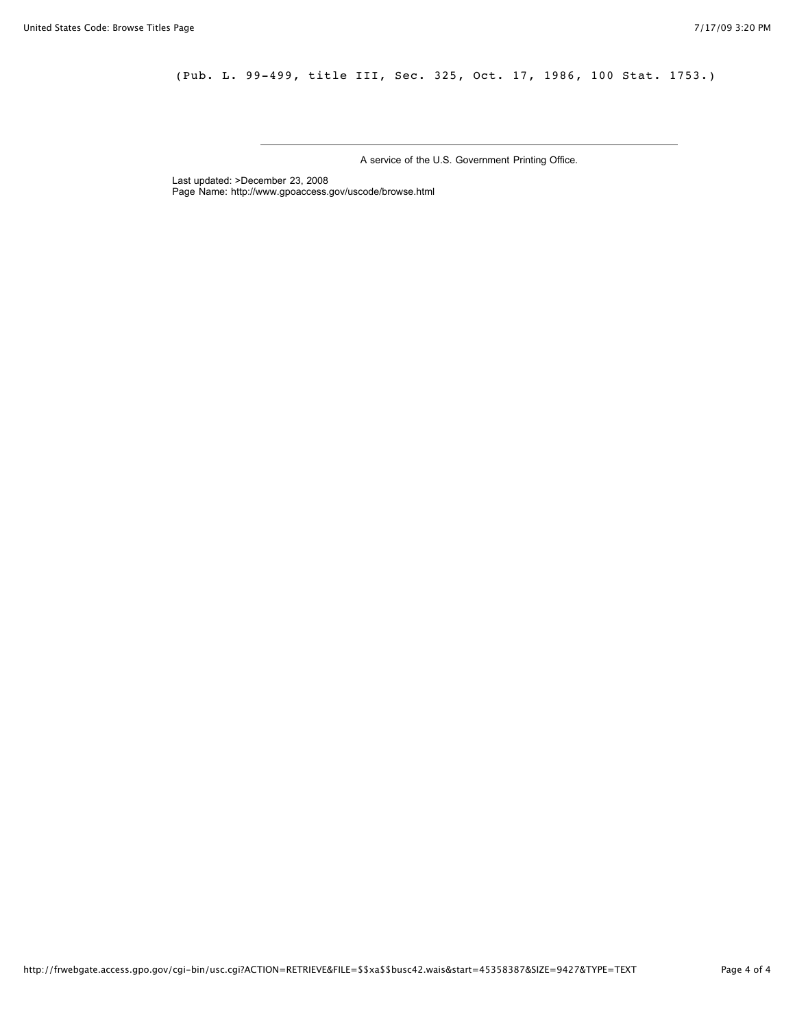(Pub. L. 99-499, title III, Sec. 325, Oct. 17, 1986, 100 Stat. 1753.)

---

A service of the U.S. Government Printing Office.

Last updated: >December 23, 2008
Page Name: http://www.gpoaccess.gov/uscode/browse.html